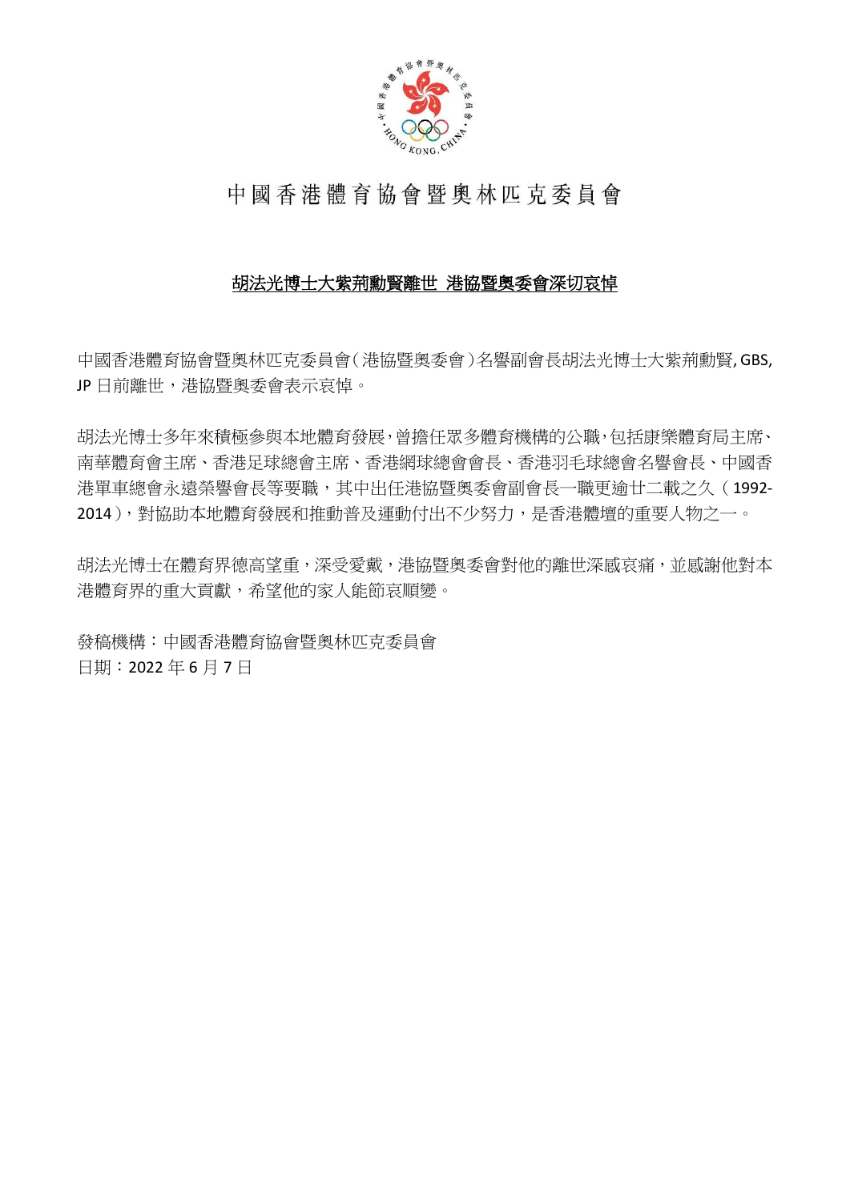# 中國香港體育協會暨奧林匹克委員會

## 胡法光博士大紫荊勳賢離世 港協暨奧委會深切哀悼

中國香港體育協會暨奧林匹克委員會（港協暨奧委會）名譽副會長胡法光博士大紫荊勳賢, GBS, JP 日前離世，港協暨奧委會表示哀悼。

胡法光博士多年來積極參與本地體育發展，曾擔任眾多體育機構的公職，包括康樂體育局主席、南華體育會主席、香港足球總會主席、香港網球總會會長、香港羽毛球總會名譽會長、中國香港單車總會永遠榮譽會長等要職，其中出任港協暨奧委會副會長一職更逾廿二載之久（1992-2014），對協助本地體育發展和推動普及運動付出不少努力，是香港體壇的重要人物之一。

胡法光博士在體育界德高望重，深受愛戴，港協暨奧委會對他的離世深感哀痛，並感謝他對本港體育界的重大貢獻，希望他的家人能節哀順變。

發稿機構：中國香港體育協會暨奧林匹克委員會
日期：2022 年 6 月 7 日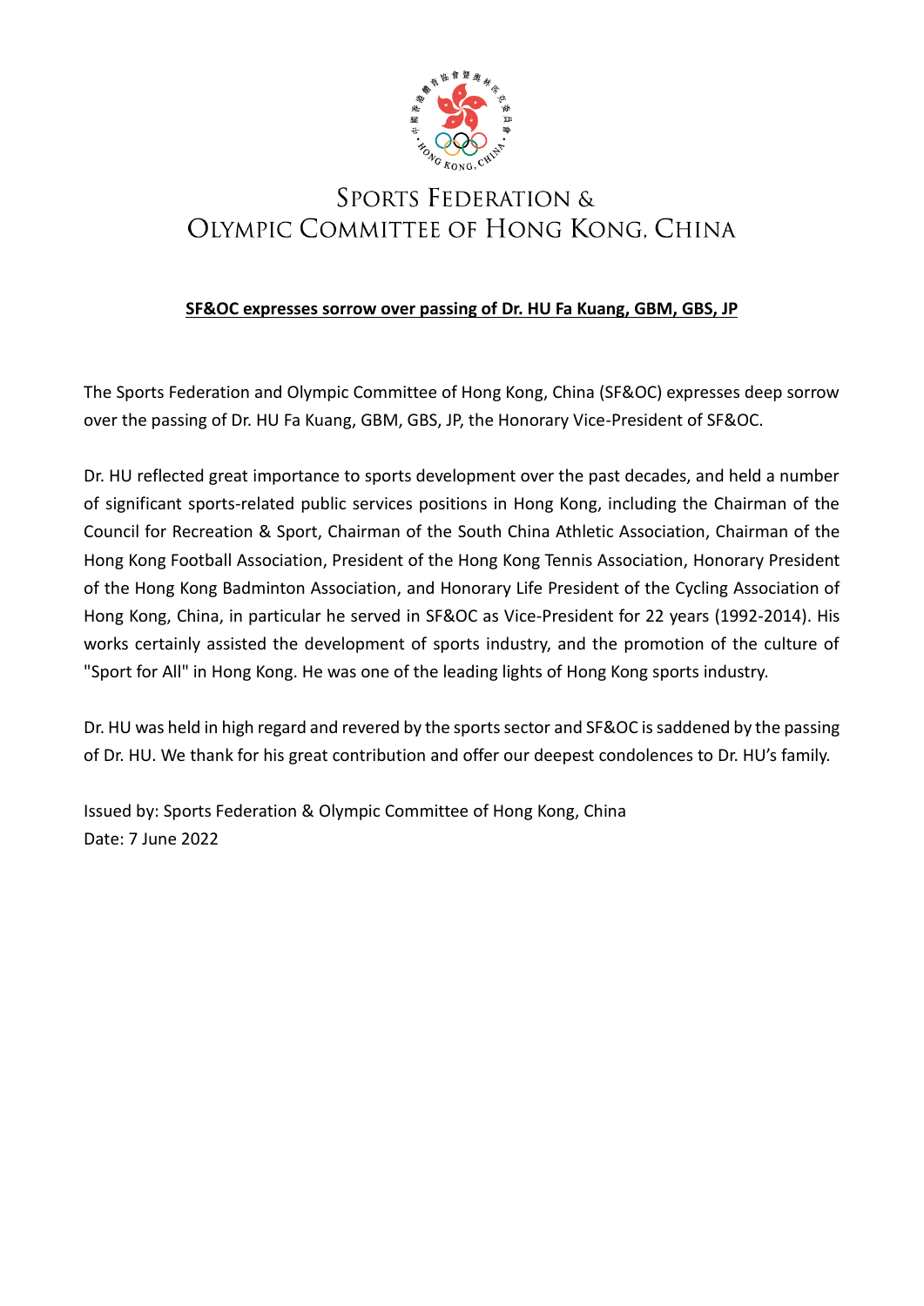# SPORTS FEDERATION & OLYMPIC COMMITTEE OF HONG KONG, CHINA

**SF&OC expresses sorrow over passing of Dr. HU Fa Kuang, GBM, GBS, JP**

The Sports Federation and Olympic Committee of Hong Kong, China (SF&OC) expresses deep sorrow over the passing of Dr. HU Fa Kuang, GBM, GBS, JP, the Honorary Vice-President of SF&OC.

Dr. HU reflected great importance to sports development over the past decades, and held a number of significant sports-related public services positions in Hong Kong, including the Chairman of the Council for Recreation & Sport, Chairman of the South China Athletic Association, Chairman of the Hong Kong Football Association, President of the Hong Kong Tennis Association, Honorary President of the Hong Kong Badminton Association, and Honorary Life President of the Cycling Association of Hong Kong, China, in particular he served in SF&OC as Vice-President for 22 years (1992-2014). His works certainly assisted the development of sports industry, and the promotion of the culture of "Sport for All" in Hong Kong. He was one of the leading lights of Hong Kong sports industry.

Dr. HU was held in high regard and revered by the sports sector and SF&OC is saddened by the passing of Dr. HU. We thank for his great contribution and offer our deepest condolences to Dr. HU's family.

Issued by: Sports Federation & Olympic Committee of Hong Kong, China
Date: 7 June 2022